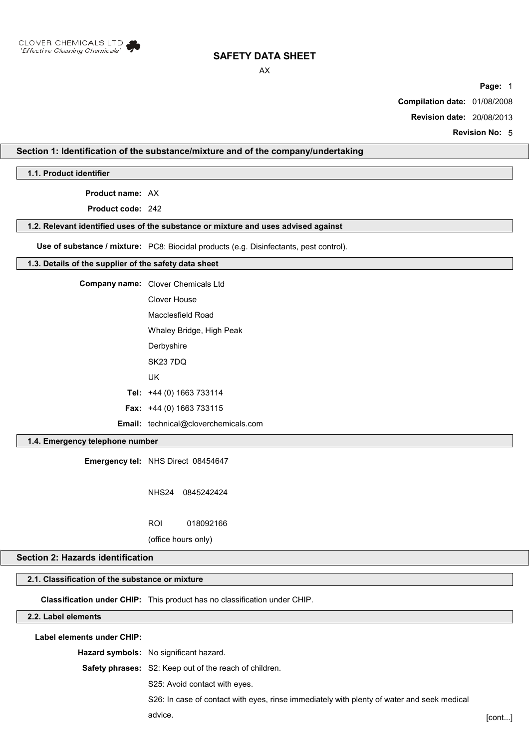CLOVER CHEMICALS LTD
*'Effective Cleaning Chemicals'*

# SAFETY DATA SHEET

AX

**Compilation date:** 01/08/2008

**Revision date:** 20/08/2013

**Revision No:** 5

## Section 1: Identification of the substance/mixture and of the company/undertaking

### 1.1. Product identifier

**Product name:** AX

**Product code:** 242

### 1.2. Relevant identified uses of the substance or mixture and uses advised against

**Use of substance / mixture:** PC8: Biocidal products (e.g. Disinfectants, pest control).

### 1.3. Details of the supplier of the safety data sheet

**Company name:** Clover Chemicals Ltd
Clover House
Macclesfield Road
Whaley Bridge, High Peak
Derbyshire
SK23 7DQ
UK

**Tel:** +44 (0) 1663 733114

**Fax:** +44 (0) 1663 733115

**Email:** technical@cloverchemicals.com

### 1.4. Emergency telephone number

**Emergency tel:** NHS Direct 08454647

NHS24 0845242424

ROI 018092166

(office hours only)

## Section 2: Hazards identification

### 2.1. Classification of the substance or mixture

**Classification under CHIP:** This product has no classification under CHIP.

### 2.2. Label elements

**Label elements under CHIP:**

**Hazard symbols:** No significant hazard.

**Safety phrases:** S2: Keep out of the reach of children.

S25: Avoid contact with eyes.

S26: In case of contact with eyes, rinse immediately with plenty of water and seek medical advice.

[cont...]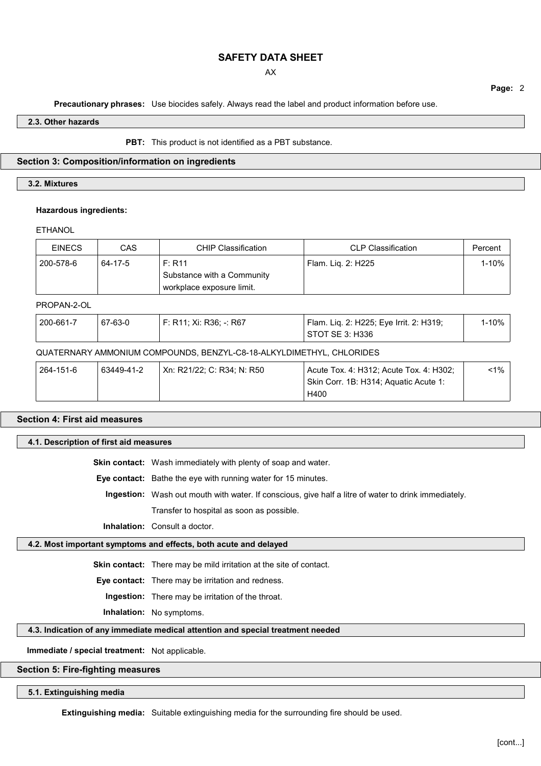**Precautionary phrases:** Use biocides safely. Always read the label and product information before use.

### 2.3. Other hazards

**PBT:** This product is not identified as a PBT substance.

## Section 3: Composition/information on ingredients

### 3.2. Mixtures

**Hazardous ingredients:**

ETHANOL

| EINECS | CAS | CHIP Classification | CLP Classification | Percent |
|---|---|---|---|---|
| 200-578-6 | 64-17-5 | F: R11<br>Substance with a Community workplace exposure limit. | Flam. Liq. 2: H225 | 1-10% |

PROPAN-2-OL

| EINECS | CAS | CHIP Classification | CLP Classification | Percent |
|---|---|---|---|---|
| 200-661-7 | 67-63-0 | F: R11; Xi: R36; -: R67 | Flam. Liq. 2: H225; Eye Irrit. 2: H319; STOT SE 3: H336 | 1-10% |

QUATERNARY AMMONIUM COMPOUNDS, BENZYL-C8-18-ALKYLDIMETHYL, CHLORIDES

| EINECS | CAS | CHIP Classification | CLP Classification | Percent |
|---|---|---|---|---|
| 264-151-6 | 63449-41-2 | Xn: R21/22; C: R34; N: R50 | Acute Tox. 4: H312; Acute Tox. 4: H302; Skin Corr. 1B: H314; Aquatic Acute 1: H400 | <1% |

## Section 4: First aid measures

### 4.1. Description of first aid measures

**Skin contact:** Wash immediately with plenty of soap and water.

**Eye contact:** Bathe the eye with running water for 15 minutes.

**Ingestion:** Wash out mouth with water. If conscious, give half a litre of water to drink immediately.

Transfer to hospital as soon as possible.

**Inhalation:** Consult a doctor.

### 4.2. Most important symptoms and effects, both acute and delayed

**Skin contact:** There may be mild irritation at the site of contact.

**Eye contact:** There may be irritation and redness.

**Ingestion:** There may be irritation of the throat.

**Inhalation:** No symptoms.

### 4.3. Indication of any immediate medical attention and special treatment needed

**Immediate / special treatment:** Not applicable.

## Section 5: Fire-fighting measures

### 5.1. Extinguishing media

**Extinguishing media:** Suitable extinguishing media for the surrounding fire should be used.

[cont...]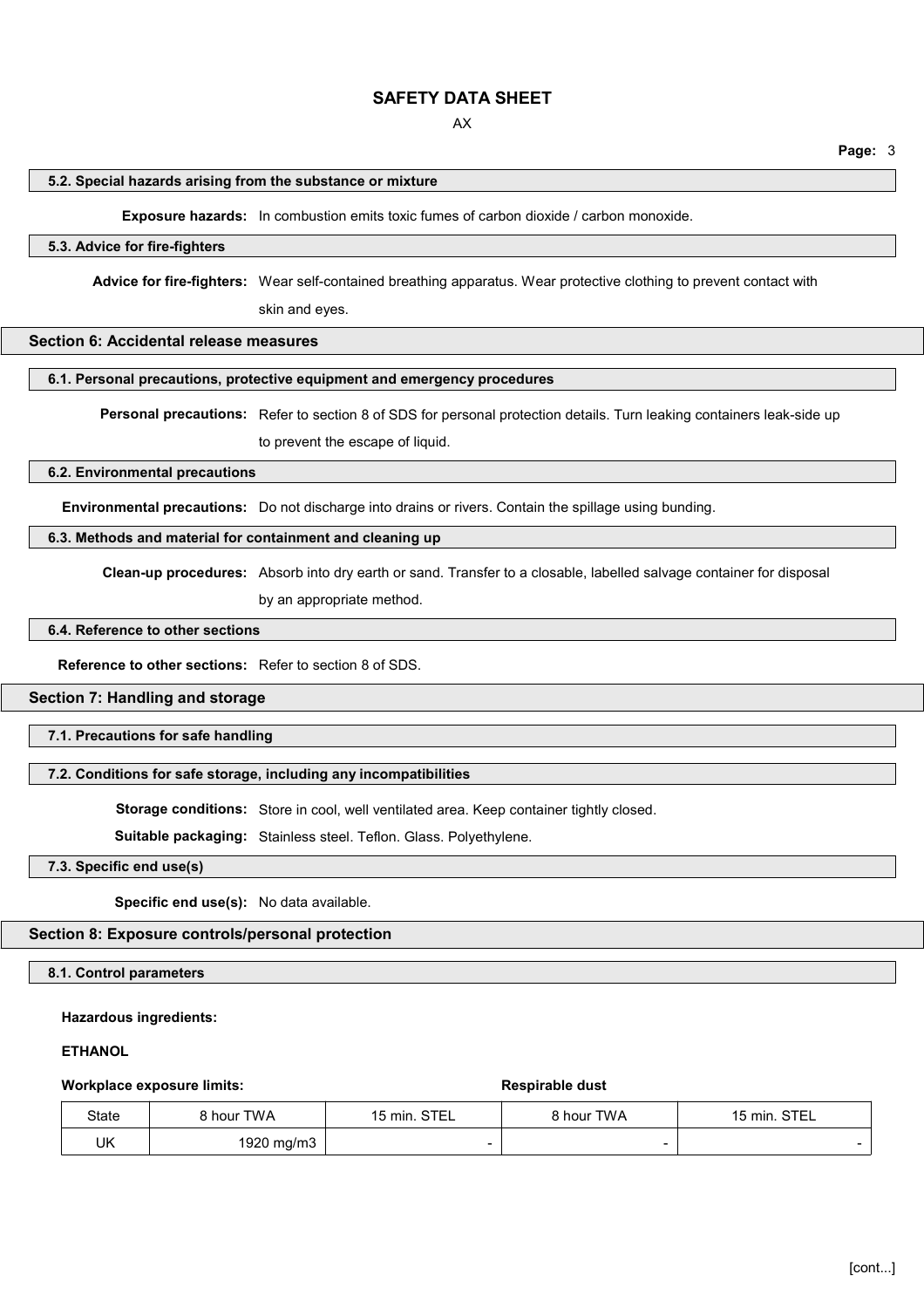### 5.2. Special hazards arising from the substance or mixture

**Exposure hazards:** In combustion emits toxic fumes of carbon dioxide / carbon monoxide.

### 5.3. Advice for fire-fighters

**Advice for fire-fighters:** Wear self-contained breathing apparatus. Wear protective clothing to prevent contact with skin and eyes.

## Section 6: Accidental release measures

### 6.1. Personal precautions, protective equipment and emergency procedures

**Personal precautions:** Refer to section 8 of SDS for personal protection details. Turn leaking containers leak-side up to prevent the escape of liquid.

### 6.2. Environmental precautions

**Environmental precautions:** Do not discharge into drains or rivers. Contain the spillage using bunding.

### 6.3. Methods and material for containment and cleaning up

**Clean-up procedures:** Absorb into dry earth or sand. Transfer to a closable, labelled salvage container for disposal by an appropriate method.

### 6.4. Reference to other sections

**Reference to other sections:** Refer to section 8 of SDS.

## Section 7: Handling and storage

### 7.1. Precautions for safe handling

### 7.2. Conditions for safe storage, including any incompatibilities

**Storage conditions:** Store in cool, well ventilated area. Keep container tightly closed.

**Suitable packaging:** Stainless steel. Teflon. Glass. Polyethylene.

### 7.3. Specific end use(s)

**Specific end use(s):** No data available.

## Section 8: Exposure controls/personal protection

### 8.1. Control parameters

**Hazardous ingredients:**

**ETHANOL**

| Workplace exposure limits: | | | Respirable dust | |
|---|---|---|---|---|
| State | 8 hour TWA | 15 min. STEL | 8 hour TWA | 15 min. STEL |
| UK | 1920 mg/m3 | - | - | - |

[cont...]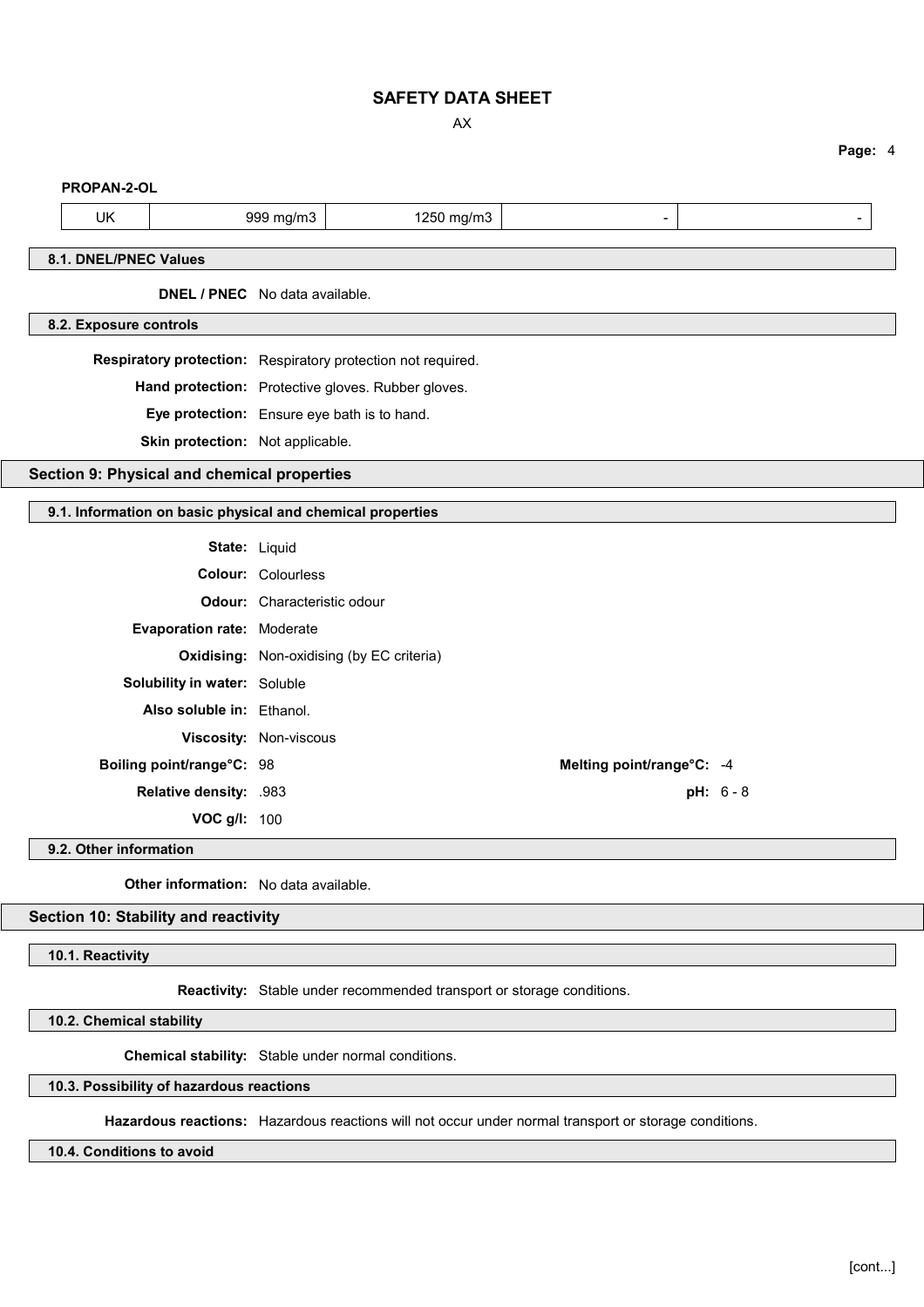**PROPAN-2-OL**

| UK | 999 mg/m3 | 1250 mg/m3 | - | - |
|---|---|---|---|---|

### 8.1. DNEL/PNEC Values

**DNEL / PNEC** No data available.

### 8.2. Exposure controls

**Respiratory protection:** Respiratory protection not required.

**Hand protection:** Protective gloves. Rubber gloves.

**Eye protection:** Ensure eye bath is to hand.

**Skin protection:** Not applicable.

## Section 9: Physical and chemical properties

### 9.1. Information on basic physical and chemical properties

**State:** Liquid

**Colour:** Colourless

**Odour:** Characteristic odour

**Evaporation rate:** Moderate

**Oxidising:** Non-oxidising (by EC criteria)

**Solubility in water:** Soluble

**Also soluble in:** Ethanol.

**Viscosity:** Non-viscous

**Boiling point/range°C:** 98

**Melting point/range°C:** -4

**Relative density:** .983

**pH:** 6 - 8

**VOC g/l:** 100

### 9.2. Other information

**Other information:** No data available.

## Section 10: Stability and reactivity

### 10.1. Reactivity

**Reactivity:** Stable under recommended transport or storage conditions.

### 10.2. Chemical stability

**Chemical stability:** Stable under normal conditions.

### 10.3. Possibility of hazardous reactions

**Hazardous reactions:** Hazardous reactions will not occur under normal transport or storage conditions.

### 10.4. Conditions to avoid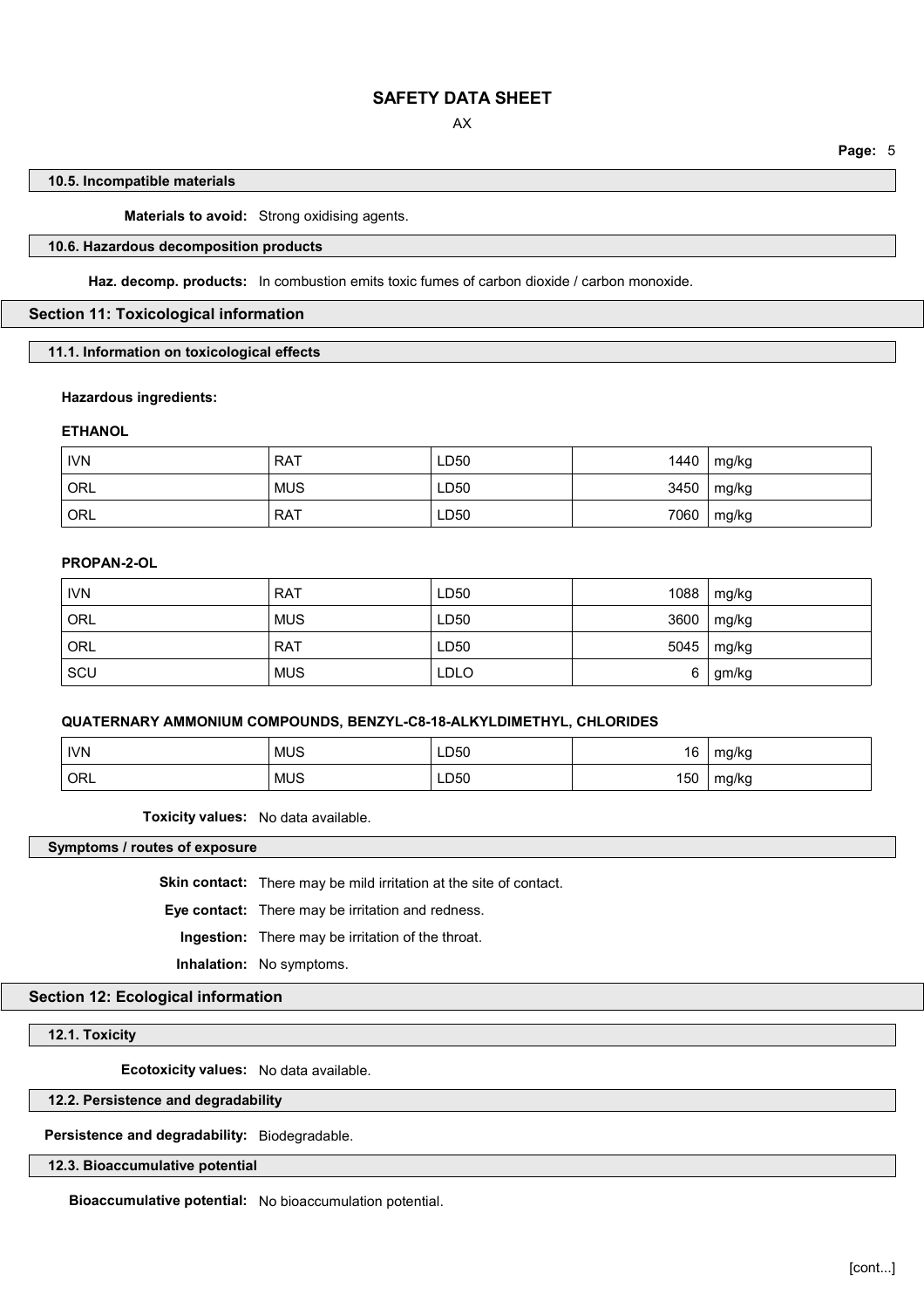#### 10.5. Incompatible materials

**Materials to avoid:** Strong oxidising agents.

#### 10.6. Hazardous decomposition products

**Haz. decomp. products:** In combustion emits toxic fumes of carbon dioxide / carbon monoxide.

## Section 11: Toxicological information

#### 11.1. Information on toxicological effects

**Hazardous ingredients:**

**ETHANOL**

| | | | | |
|---|---|---|---|---|
| IVN | RAT | LD50 | 1440 | mg/kg |
| ORL | MUS | LD50 | 3450 | mg/kg |
| ORL | RAT | LD50 | 7060 | mg/kg |

**PROPAN-2-OL**

| | | | | |
|---|---|---|---|---|
| IVN | RAT | LD50 | 1088 | mg/kg |
| ORL | MUS | LD50 | 3600 | mg/kg |
| ORL | RAT | LD50 | 5045 | mg/kg |
| SCU | MUS | LDLO | 6 | gm/kg |

**QUATERNARY AMMONIUM COMPOUNDS, BENZYL-C8-18-ALKYLDIMETHYL, CHLORIDES**

| | | | | |
|---|---|---|---|---|
| IVN | MUS | LD50 | 16 | mg/kg |
| ORL | MUS | LD50 | 150 | mg/kg |

**Toxicity values:** No data available.

#### Symptoms / routes of exposure

**Skin contact:** There may be mild irritation at the site of contact.

**Eye contact:** There may be irritation and redness.

**Ingestion:** There may be irritation of the throat.

**Inhalation:** No symptoms.

## Section 12: Ecological information

#### 12.1. Toxicity

**Ecotoxicity values:** No data available.

#### 12.2. Persistence and degradability

**Persistence and degradability:** Biodegradable.

#### 12.3. Bioaccumulative potential

**Bioaccumulative potential:** No bioaccumulation potential.

[cont...]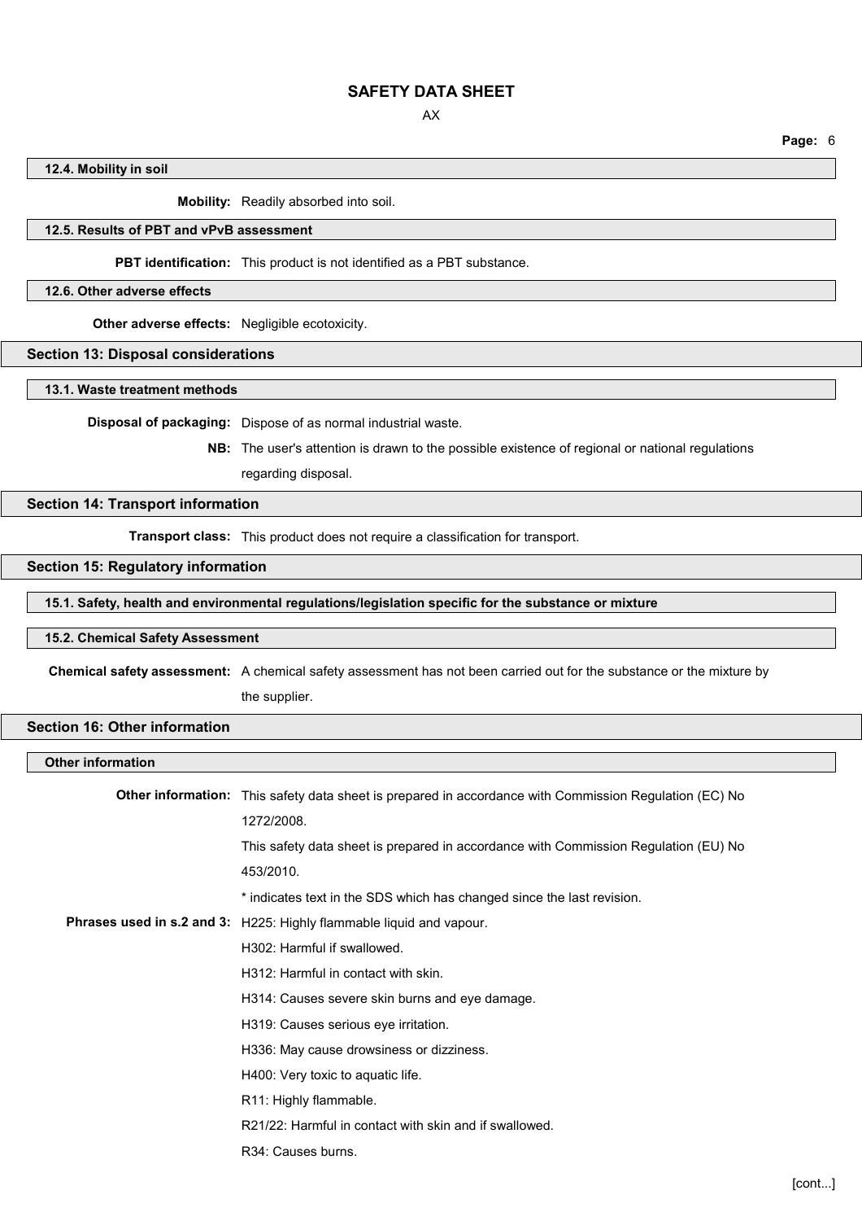### 12.4. Mobility in soil

**Mobility:** Readily absorbed into soil.

### 12.5. Results of PBT and vPvB assessment

**PBT identification:** This product is not identified as a PBT substance.

### 12.6. Other adverse effects

**Other adverse effects:** Negligible ecotoxicity.

## Section 13: Disposal considerations

### 13.1. Waste treatment methods

**Disposal of packaging:** Dispose of as normal industrial waste.

**NB:** The user's attention is drawn to the possible existence of regional or national regulations regarding disposal.

## Section 14: Transport information

**Transport class:** This product does not require a classification for transport.

## Section 15: Regulatory information

### 15.1. Safety, health and environmental regulations/legislation specific for the substance or mixture

### 15.2. Chemical Safety Assessment

**Chemical safety assessment:** A chemical safety assessment has not been carried out for the substance or the mixture by the supplier.

## Section 16: Other information

### Other information

**Other information:** This safety data sheet is prepared in accordance with Commission Regulation (EC) No 1272/2008.

This safety data sheet is prepared in accordance with Commission Regulation (EU) No 453/2010.

* indicates text in the SDS which has changed since the last revision.

**Phrases used in s.2 and 3:** H225: Highly flammable liquid and vapour.

H302: Harmful if swallowed.

H312: Harmful in contact with skin.

H314: Causes severe skin burns and eye damage.

H319: Causes serious eye irritation.

H336: May cause drowsiness or dizziness.

H400: Very toxic to aquatic life.

R11: Highly flammable.

R21/22: Harmful in contact with skin and if swallowed.

R34: Causes burns.

[cont...]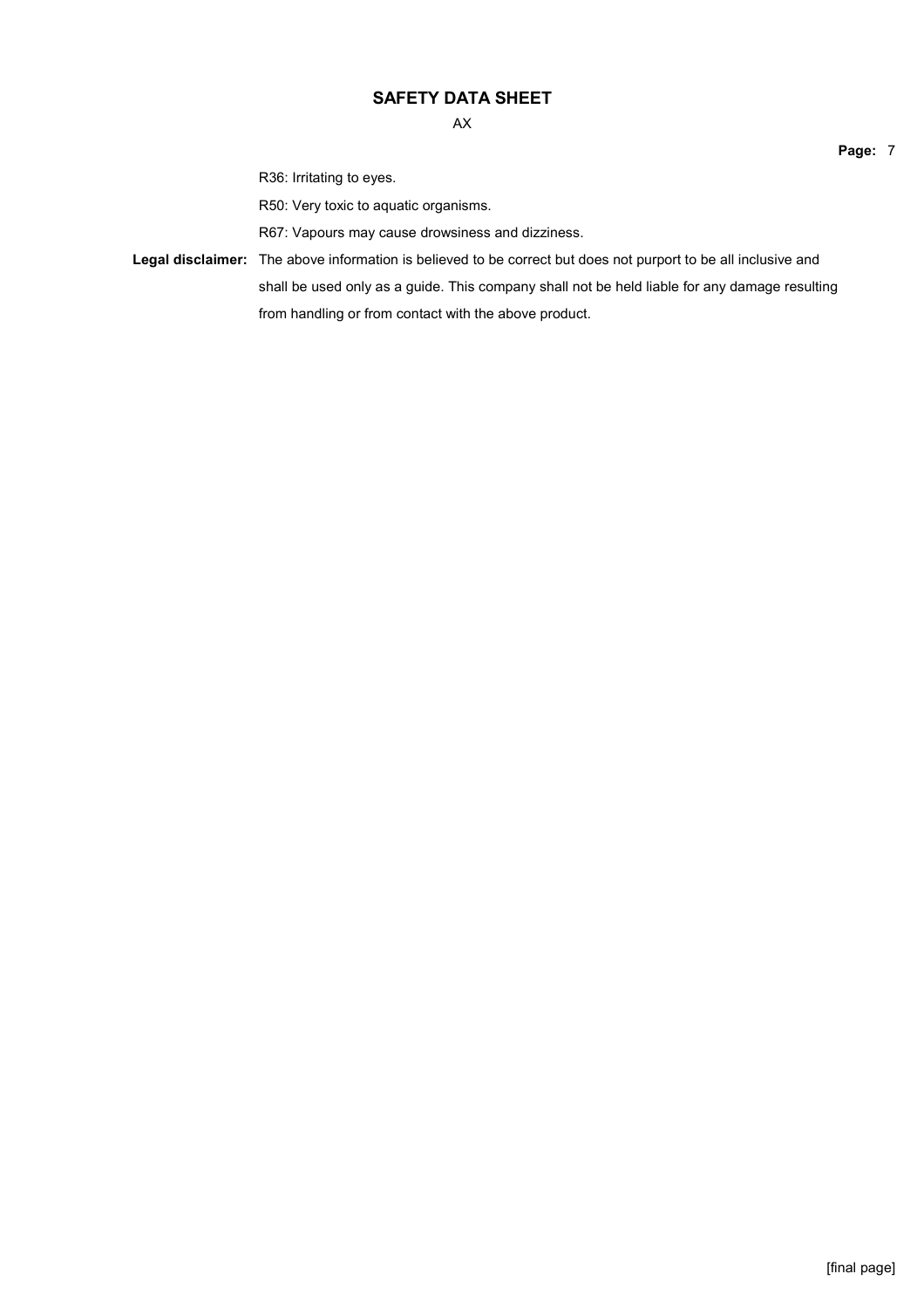R36: Irritating to eyes.

R50: Very toxic to aquatic organisms.

R67: Vapours may cause drowsiness and dizziness.

**Legal disclaimer:** The above information is believed to be correct but does not purport to be all inclusive and shall be used only as a guide. This company shall not be held liable for any damage resulting from handling or from contact with the above product.